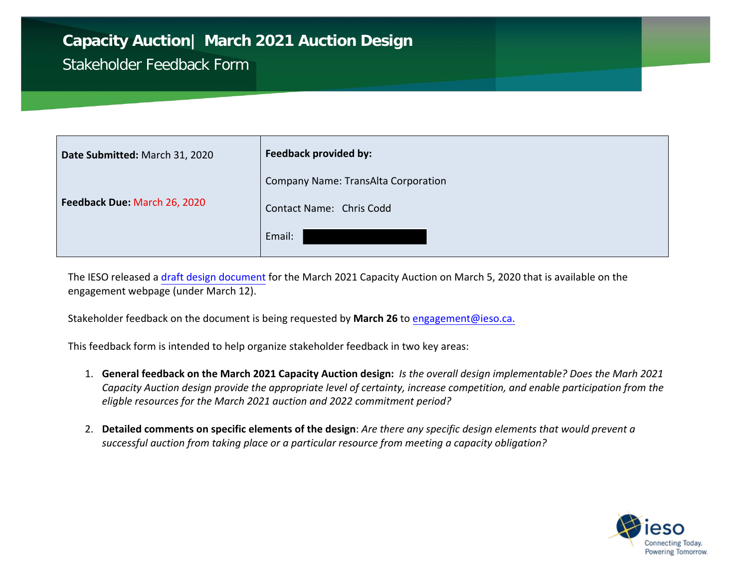# Capacity Auction| March 2021 Auction Design

## Stakeholder Feedback Form

| **Date Submitted:** March 31, 2020<br><br>**Feedback Due:** March 26, 2020 | **Feedback provided by:**<br><br>Company Name: TransAlta Corporation<br><br>Contact Name: Chris Codd<br><br>Email: |
|---|---|

The IESO released a draft design document for the March 2021 Capacity Auction on March 5, 2020 that is available on the engagement webpage (under March 12).

Stakeholder feedback on the document is being requested by **March 26** to engagement@ieso.ca.

This feedback form is intended to help organize stakeholder feedback in two key areas:

1. **General feedback on the March 2021 Capacity Auction design:** *Is the overall design implementable? Does the Marh 2021 Capacity Auction design provide the appropriate level of certainty, increase competition, and enable participation from the eligible resources for the March 2021 auction and 2022 commitment period?*

2. **Detailed comments on specific elements of the design**: *Are there any specific design elements that would prevent a successful auction from taking place or a particular resource from meeting a capacity obligation?*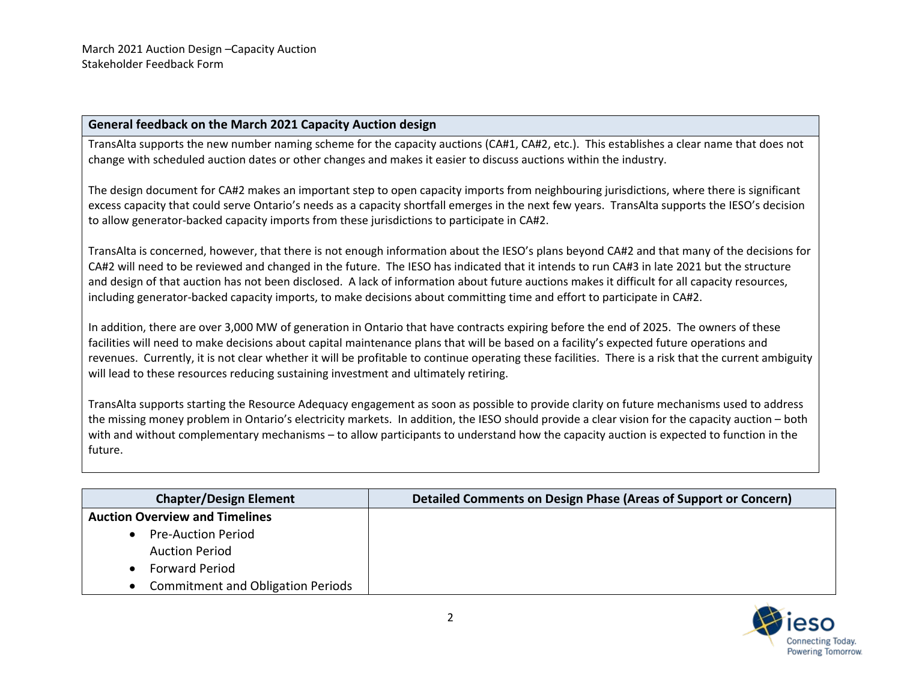March 2021 Auction Design –Capacity Auction
Stakeholder Feedback Form

| General feedback on the March 2021 Capacity Auction design |
|---|
| TransAlta supports the new number naming scheme for the capacity auctions (CA#1, CA#2, etc.). This establishes a clear name that does not change with scheduled auction dates or other changes and makes it easier to discuss auctions within the industry.<br><br>The design document for CA#2 makes an important step to open capacity imports from neighbouring jurisdictions, where there is significant excess capacity that could serve Ontario's needs as a capacity shortfall emerges in the next few years. TransAlta supports the IESO's decision to allow generator-backed capacity imports from these jurisdictions to participate in CA#2.<br><br>TransAlta is concerned, however, that there is not enough information about the IESO's plans beyond CA#2 and that many of the decisions for CA#2 will need to be reviewed and changed in the future. The IESO has indicated that it intends to run CA#3 in late 2021 but the structure and design of that auction has not been disclosed. A lack of information about future auctions makes it difficult for all capacity resources, including generator-backed capacity imports, to make decisions about committing time and effort to participate in CA#2.<br><br>In addition, there are over 3,000 MW of generation in Ontario that have contracts expiring before the end of 2025. The owners of these facilities will need to make decisions about capital maintenance plans that will be based on a facility's expected future operations and revenues. Currently, it is not clear whether it will be profitable to continue operating these facilities. There is a risk that the current ambiguity will lead to these resources reducing sustaining investment and ultimately retiring.<br><br>TransAlta supports starting the Resource Adequacy engagement as soon as possible to provide clarity on future mechanisms used to address the missing money problem in Ontario's electricity markets. In addition, the IESO should provide a clear vision for the capacity auction – both with and without complementary mechanisms – to allow participants to understand how the capacity auction is expected to function in the future. |

| Chapter/Design Element | Detailed Comments on Design Phase (Areas of Support or Concern) |
|---|---|
| **Auction Overview and Timelines**<br>• Pre-Auction Period<br>Auction Period<br>• Forward Period<br>• Commitment and Obligation Periods | |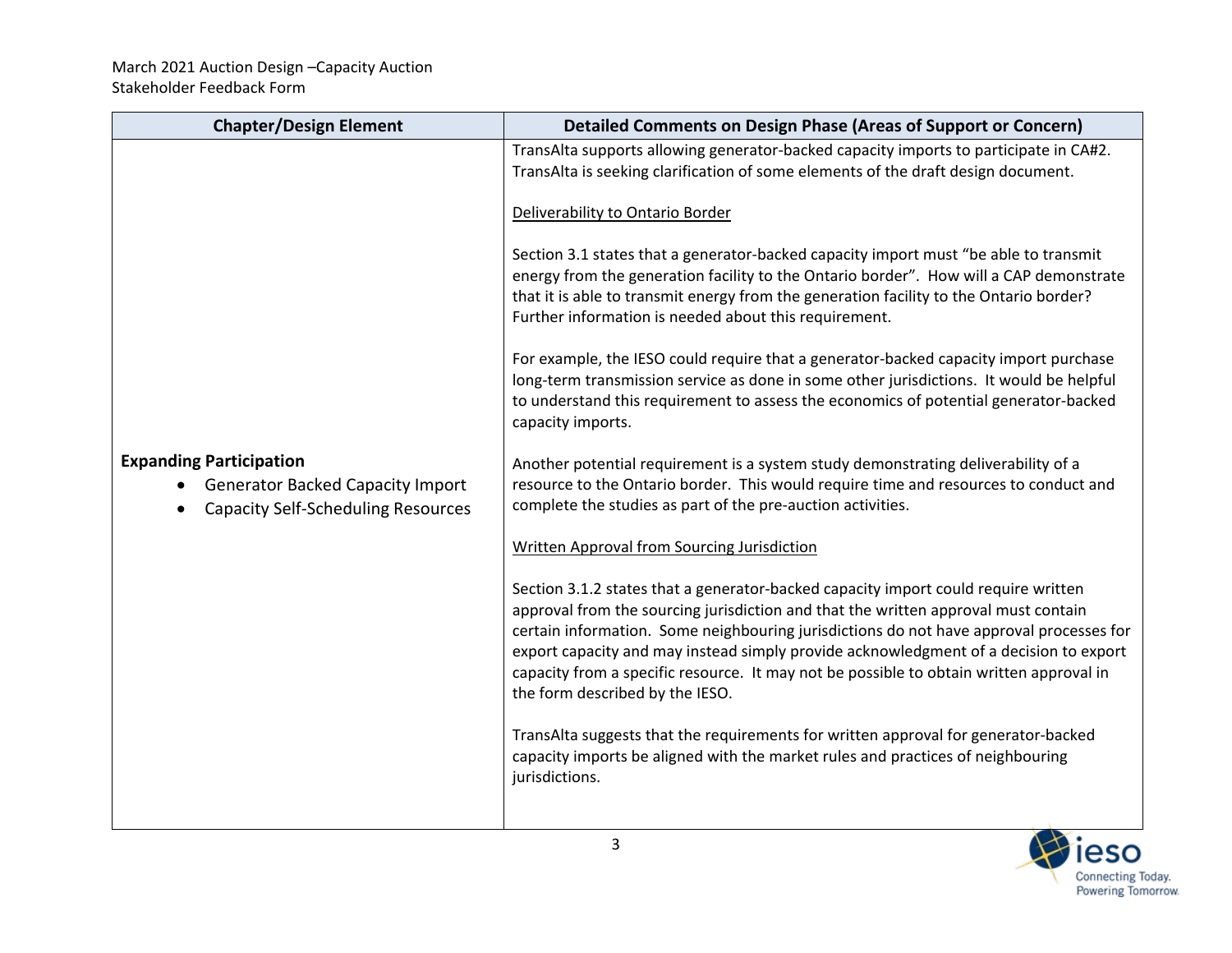| Chapter/Design Element | Detailed Comments on Design Phase (Areas of Support or Concern) |
|---|---|
| **Expanding Participation**<br>• Generator Backed Capacity Import<br>• Capacity Self-Scheduling Resources | TransAlta supports allowing generator-backed capacity imports to participate in CA#2. TransAlta is seeking clarification of some elements of the draft design document.<br><br><u>Deliverability to Ontario Border</u><br><br>Section 3.1 states that a generator-backed capacity import must "be able to transmit energy from the generation facility to the Ontario border". How will a CAP demonstrate that it is able to transmit energy from the generation facility to the Ontario border? Further information is needed about this requirement.<br><br>For example, the IESO could require that a generator-backed capacity import purchase long-term transmission service as done in some other jurisdictions. It would be helpful to understand this requirement to assess the economics of potential generator-backed capacity imports.<br><br>Another potential requirement is a system study demonstrating deliverability of a resource to the Ontario border. This would require time and resources to conduct and complete the studies as part of the pre-auction activities.<br><br><u>Written Approval from Sourcing Jurisdiction</u><br><br>Section 3.1.2 states that a generator-backed capacity import could require written approval from the sourcing jurisdiction and that the written approval must contain certain information. Some neighbouring jurisdictions do not have approval processes for export capacity and may instead simply provide acknowledgment of a decision to export capacity from a specific resource. It may not be possible to obtain written approval in the form described by the IESO.<br><br>TransAlta suggests that the requirements for written approval for generator-backed capacity imports be aligned with the market rules and practices of neighbouring jurisdictions. |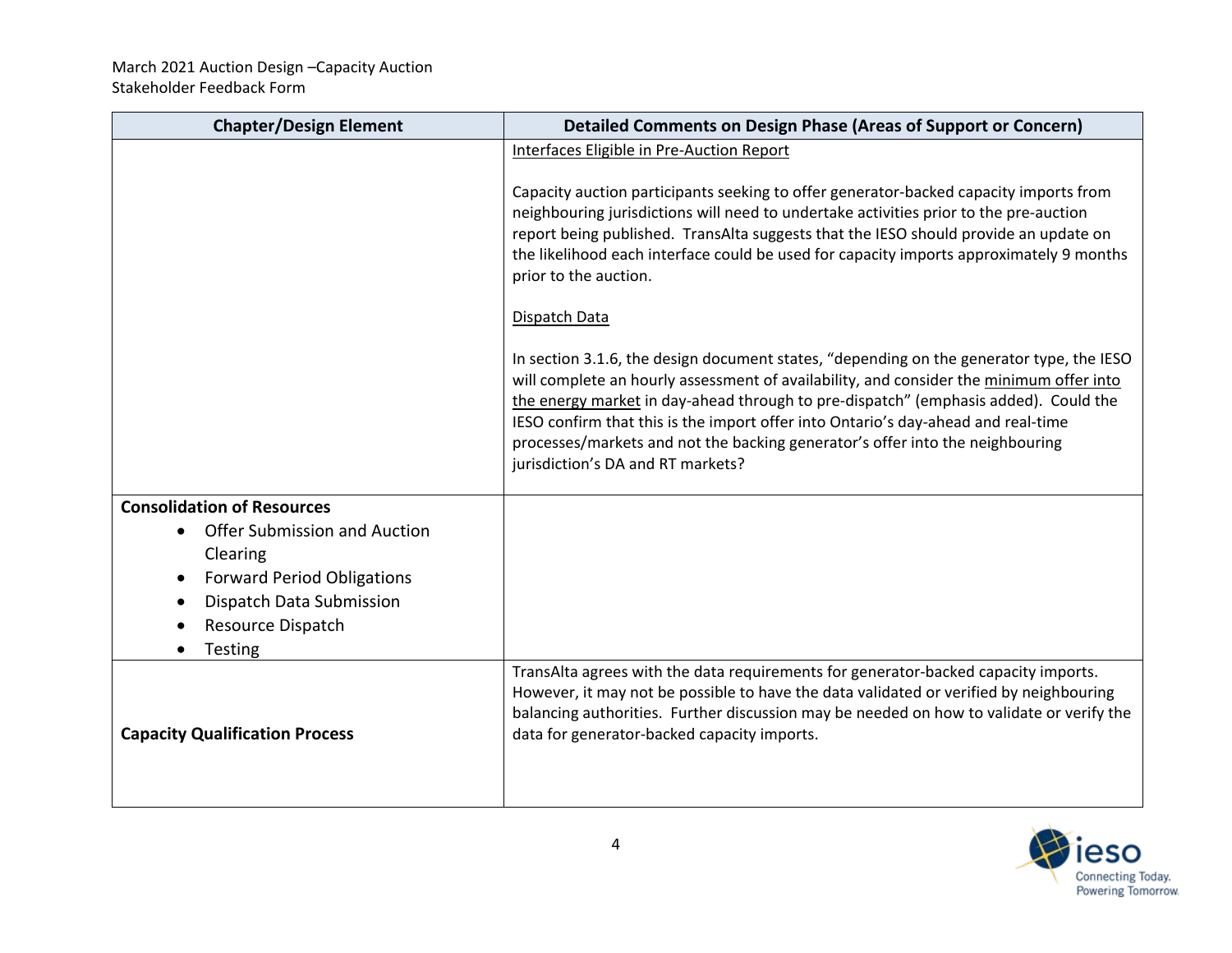| Chapter/Design Element | Detailed Comments on Design Phase (Areas of Support or Concern) |
|---|---|
| | <u>Interfaces Eligible in Pre-Auction Report</u><br><br>Capacity auction participants seeking to offer generator-backed capacity imports from neighbouring jurisdictions will need to undertake activities prior to the pre-auction report being published. TransAlta suggests that the IESO should provide an update on the likelihood each interface could be used for capacity imports approximately 9 months prior to the auction.<br><br><u>Dispatch Data</u><br><br>In section 3.1.6, the design document states, "depending on the generator type, the IESO will complete an hourly assessment of availability, and consider the <u>minimum offer into the energy market</u> in day-ahead through to pre-dispatch" (emphasis added). Could the IESO confirm that this is the import offer into Ontario's day-ahead and real-time processes/markets and not the backing generator's offer into the neighbouring jurisdiction's DA and RT markets? |
| **Consolidation of Resources**<br>• Offer Submission and Auction Clearing<br>• Forward Period Obligations<br>• Dispatch Data Submission<br>• Resource Dispatch<br>• Testing | |
| **Capacity Qualification Process** | TransAlta agrees with the data requirements for generator-backed capacity imports. However, it may not be possible to have the data validated or verified by neighbouring balancing authorities. Further discussion may be needed on how to validate or verify the data for generator-backed capacity imports. |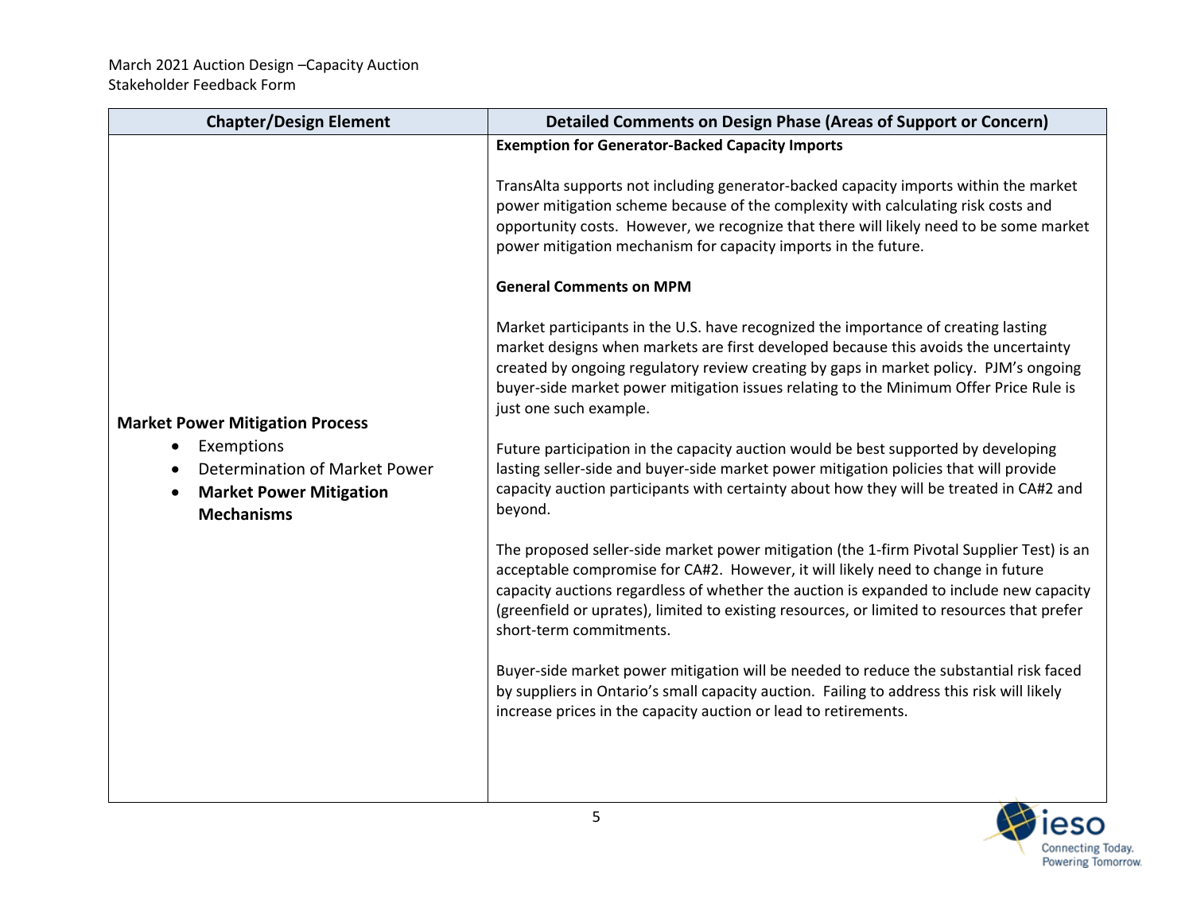| Chapter/Design Element | Detailed Comments on Design Phase (Areas of Support or Concern) |
| --- | --- |
| **Market Power Mitigation Process**<br>• Exemptions<br>• Determination of Market Power<br>• **Market Power Mitigation Mechanisms** | **Exemption for Generator-Backed Capacity Imports**<br><br>TransAlta supports not including generator-backed capacity imports within the market power mitigation scheme because of the complexity with calculating risk costs and opportunity costs. However, we recognize that there will likely need to be some market power mitigation mechanism for capacity imports in the future.<br><br>**General Comments on MPM**<br><br>Market participants in the U.S. have recognized the importance of creating lasting market designs when markets are first developed because this avoids the uncertainty created by ongoing regulatory review creating by gaps in market policy. PJM's ongoing buyer-side market power mitigation issues relating to the Minimum Offer Price Rule is just one such example.<br><br>Future participation in the capacity auction would be best supported by developing lasting seller-side and buyer-side market power mitigation policies that will provide capacity auction participants with certainty about how they will be treated in CA#2 and beyond.<br><br>The proposed seller-side market power mitigation (the 1-firm Pivotal Supplier Test) is an acceptable compromise for CA#2. However, it will likely need to change in future capacity auctions regardless of whether the auction is expanded to include new capacity (greenfield or uprates), limited to existing resources, or limited to resources that prefer short-term commitments.<br><br>Buyer-side market power mitigation will be needed to reduce the substantial risk faced by suppliers in Ontario's small capacity auction. Failing to address this risk will likely increase prices in the capacity auction or lead to retirements. |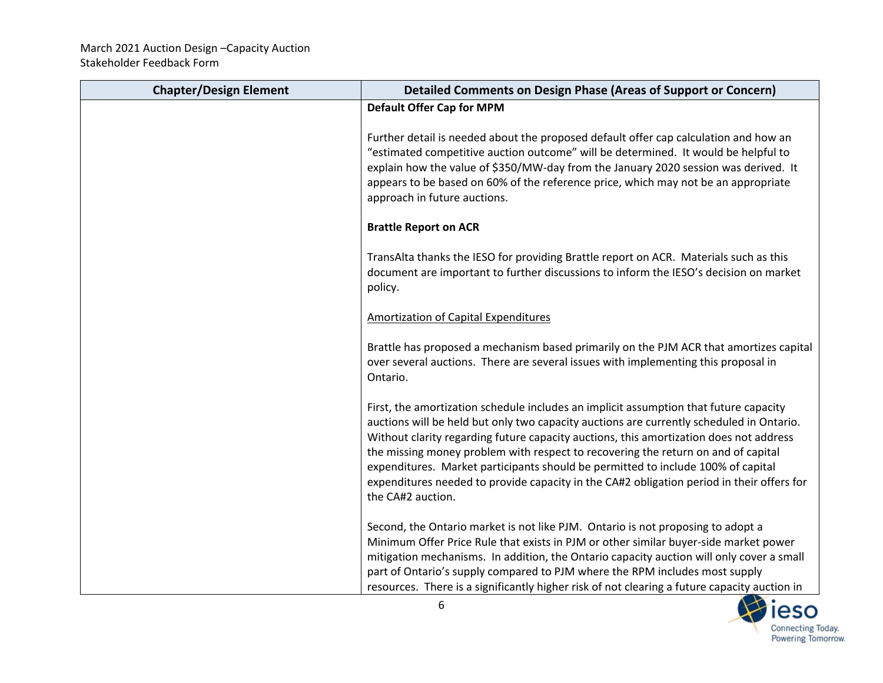| Chapter/Design Element | Detailed Comments on Design Phase (Areas of Support or Concern) |
| --- | --- |
| | **Default Offer Cap for MPM**<br><br>Further detail is needed about the proposed default offer cap calculation and how an "estimated competitive auction outcome" will be determined. It would be helpful to explain how the value of $350/MW-day from the January 2020 session was derived. It appears to be based on 60% of the reference price, which may not be an appropriate approach in future auctions.<br><br>**Brattle Report on ACR**<br><br>TransAlta thanks the IESO for providing Brattle report on ACR. Materials such as this document are important to further discussions to inform the IESO's decision on market policy.<br><br><u>Amortization of Capital Expenditures</u><br><br>Brattle has proposed a mechanism based primarily on the PJM ACR that amortizes capital over several auctions. There are several issues with implementing this proposal in Ontario.<br><br>First, the amortization schedule includes an implicit assumption that future capacity auctions will be held but only two capacity auctions are currently scheduled in Ontario. Without clarity regarding future capacity auctions, this amortization does not address the missing money problem with respect to recovering the return on and of capital expenditures. Market participants should be permitted to include 100% of capital expenditures needed to provide capacity in the CA#2 obligation period in their offers for the CA#2 auction.<br><br>Second, the Ontario market is not like PJM. Ontario is not proposing to adopt a Minimum Offer Price Rule that exists in PJM or other similar buyer-side market power mitigation mechanisms. In addition, the Ontario capacity auction will only cover a small part of Ontario's supply compared to PJM where the RPM includes most supply resources. There is a significantly higher risk of not clearing a future capacity auction in |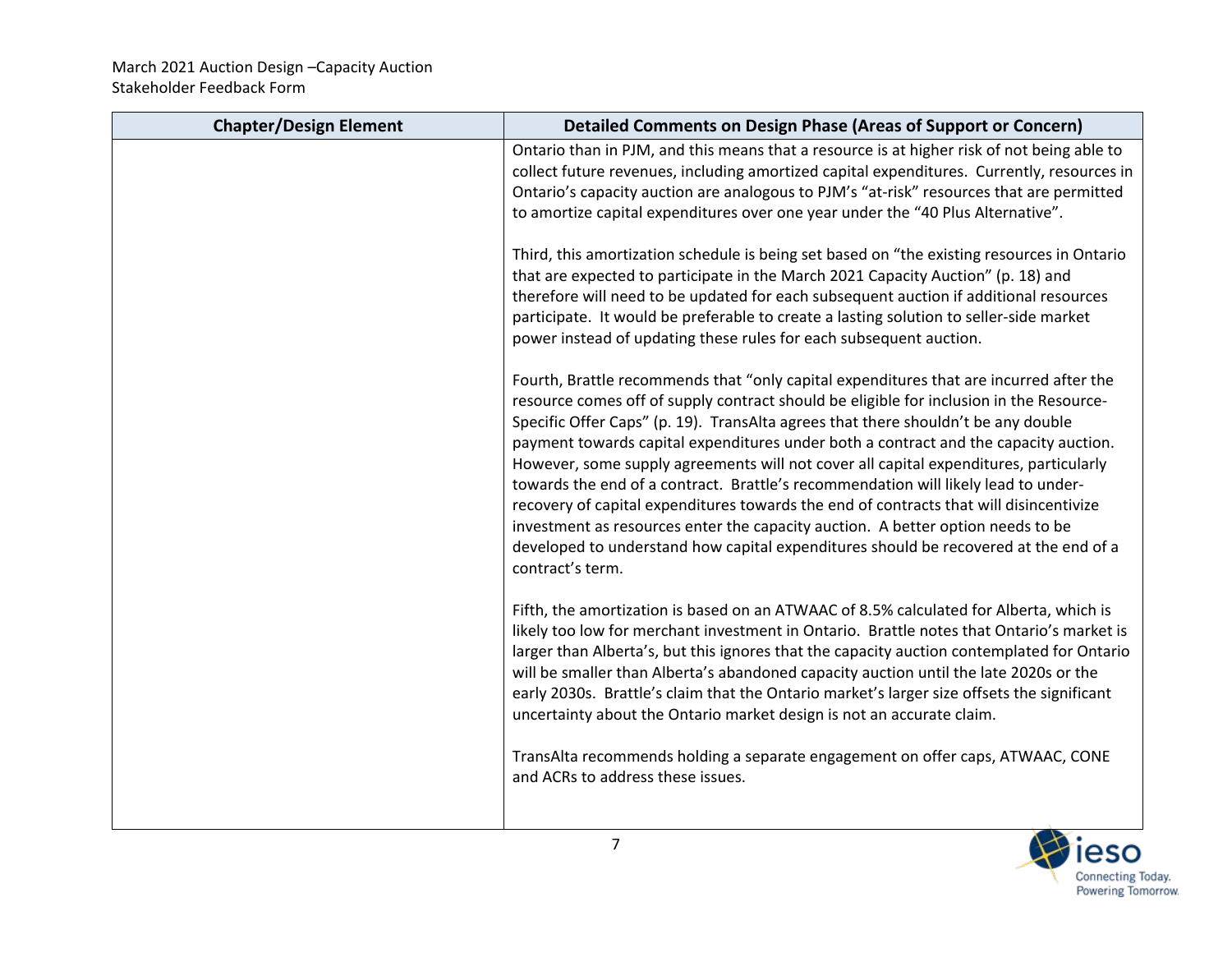| Chapter/Design Element | Detailed Comments on Design Phase (Areas of Support or Concern) |
| --- | --- |
| | Ontario than in PJM, and this means that a resource is at higher risk of not being able to collect future revenues, including amortized capital expenditures. Currently, resources in Ontario's capacity auction are analogous to PJM's "at-risk" resources that are permitted to amortize capital expenditures over one year under the "40 Plus Alternative".<br><br>Third, this amortization schedule is being set based on "the existing resources in Ontario that are expected to participate in the March 2021 Capacity Auction" (p. 18) and therefore will need to be updated for each subsequent auction if additional resources participate. It would be preferable to create a lasting solution to seller-side market power instead of updating these rules for each subsequent auction.<br><br>Fourth, Brattle recommends that "only capital expenditures that are incurred after the resource comes off of supply contract should be eligible for inclusion in the Resource-Specific Offer Caps" (p. 19). TransAlta agrees that there shouldn't be any double payment towards capital expenditures under both a contract and the capacity auction. However, some supply agreements will not cover all capital expenditures, particularly towards the end of a contract. Brattle's recommendation will likely lead to under-recovery of capital expenditures towards the end of contracts that will disincentivize investment as resources enter the capacity auction. A better option needs to be developed to understand how capital expenditures should be recovered at the end of a contract's term.<br><br>Fifth, the amortization is based on an ATWAAC of 8.5% calculated for Alberta, which is likely too low for merchant investment in Ontario. Brattle notes that Ontario's market is larger than Alberta's, but this ignores that the capacity auction contemplated for Ontario will be smaller than Alberta's abandoned capacity auction until the late 2020s or the early 2030s. Brattle's claim that the Ontario market's larger size offsets the significant uncertainty about the Ontario market design is not an accurate claim.<br><br>TransAlta recommends holding a separate engagement on offer caps, ATWAAC, CONE and ACRs to address these issues. |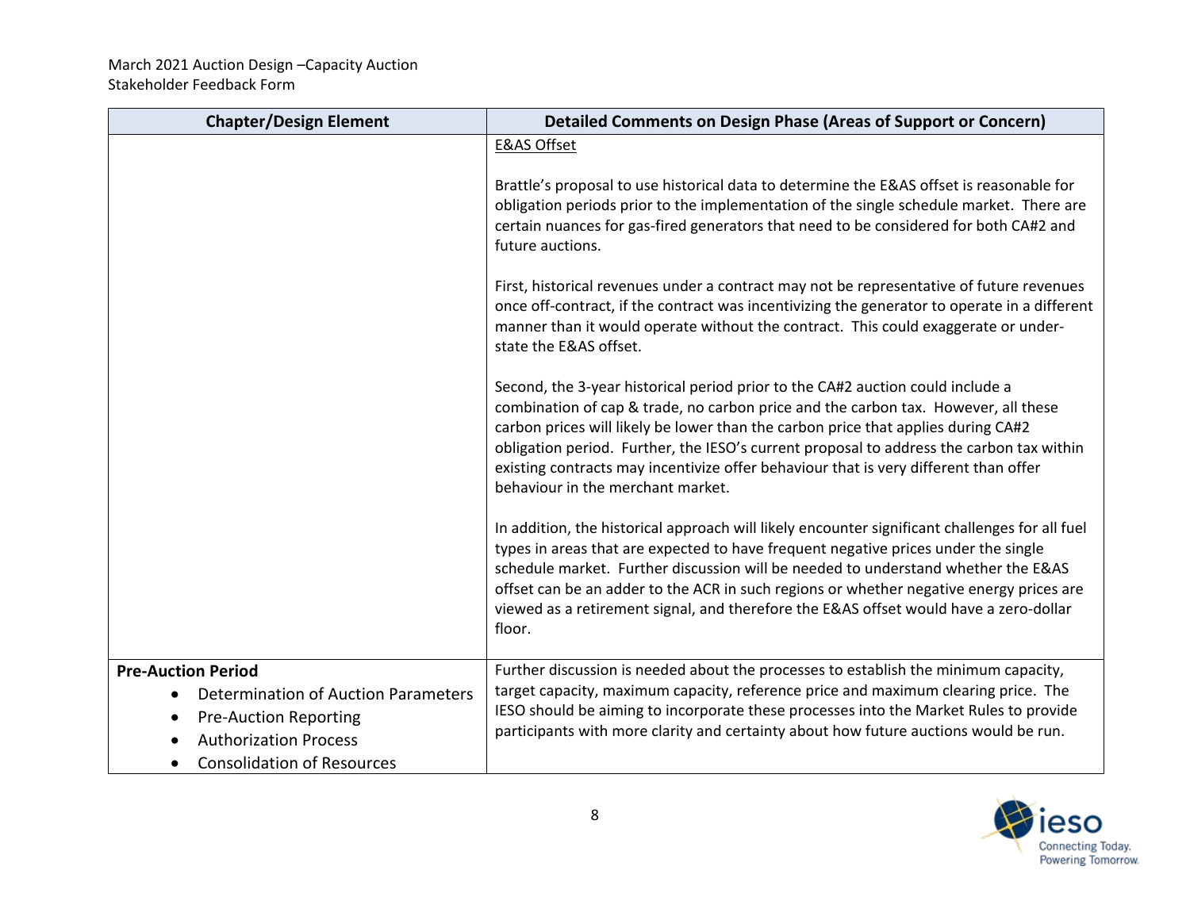| Chapter/Design Element | Detailed Comments on Design Phase (Areas of Support or Concern) |
|---|---|
| | <u>E&AS Offset</u><br><br>Brattle's proposal to use historical data to determine the E&AS offset is reasonable for obligation periods prior to the implementation of the single schedule market. There are certain nuances for gas-fired generators that need to be considered for both CA#2 and future auctions.<br><br>First, historical revenues under a contract may not be representative of future revenues once off-contract, if the contract was incentivizing the generator to operate in a different manner than it would operate without the contract. This could exaggerate or under-state the E&AS offset.<br><br>Second, the 3-year historical period prior to the CA#2 auction could include a combination of cap & trade, no carbon price and the carbon tax. However, all these carbon prices will likely be lower than the carbon price that applies during CA#2 obligation period. Further, the IESO's current proposal to address the carbon tax within existing contracts may incentivize offer behaviour that is very different than offer behaviour in the merchant market.<br><br>In addition, the historical approach will likely encounter significant challenges for all fuel types in areas that are expected to have frequent negative prices under the single schedule market. Further discussion will be needed to understand whether the E&AS offset can be an adder to the ACR in such regions or whether negative energy prices are viewed as a retirement signal, and therefore the E&AS offset would have a zero-dollar floor. |
| **Pre-Auction Period**<br>• Determination of Auction Parameters<br>• Pre-Auction Reporting<br>• Authorization Process<br>• Consolidation of Resources | Further discussion is needed about the processes to establish the minimum capacity, target capacity, maximum capacity, reference price and maximum clearing price. The IESO should be aiming to incorporate these processes into the Market Rules to provide participants with more clarity and certainty about how future auctions would be run. |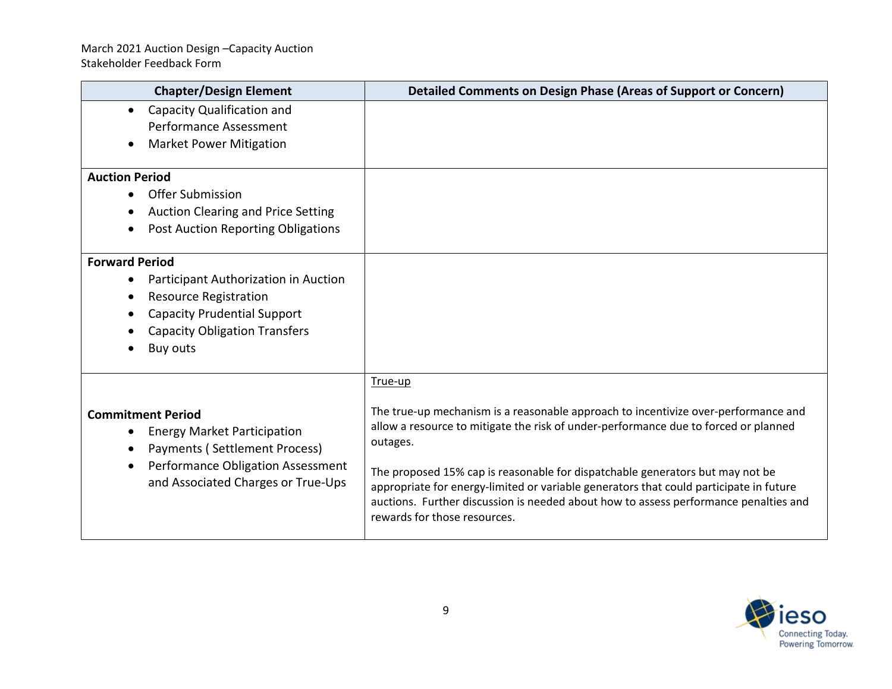| Chapter/Design Element | Detailed Comments on Design Phase (Areas of Support or Concern) |
|---|---|
| • Capacity Qualification and Performance Assessment<br>• Market Power Mitigation | |
| **Auction Period**<br>• Offer Submission<br>• Auction Clearing and Price Setting<br>• Post Auction Reporting Obligations | |
| **Forward Period**<br>• Participant Authorization in Auction<br>• Resource Registration<br>• Capacity Prudential Support<br>• Capacity Obligation Transfers<br>• Buy outs | |
| **Commitment Period**<br>• Energy Market Participation<br>• Payments ( Settlement Process)<br>• Performance Obligation Assessment and Associated Charges or True-Ups | <u>True-up</u><br><br>The true-up mechanism is a reasonable approach to incentivize over-performance and allow a resource to mitigate the risk of under-performance due to forced or planned outages.<br><br>The proposed 15% cap is reasonable for dispatchable generators but may not be appropriate for energy-limited or variable generators that could participate in future auctions. Further discussion is needed about how to assess performance penalties and rewards for those resources. |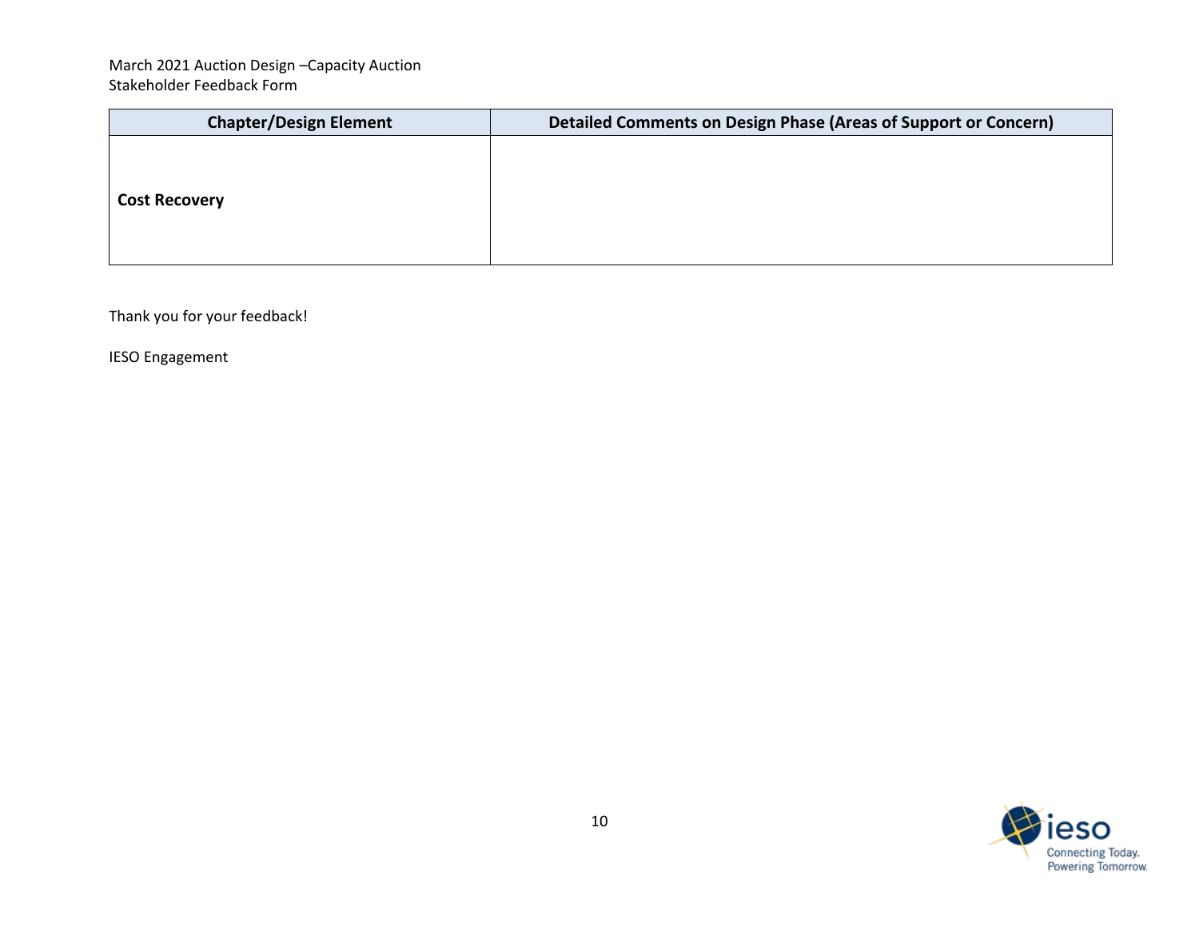| Chapter/Design Element | Detailed Comments on Design Phase (Areas of Support or Concern) |
| --- | --- |
| **Cost Recovery** | |

Thank you for your feedback!

IESO Engagement